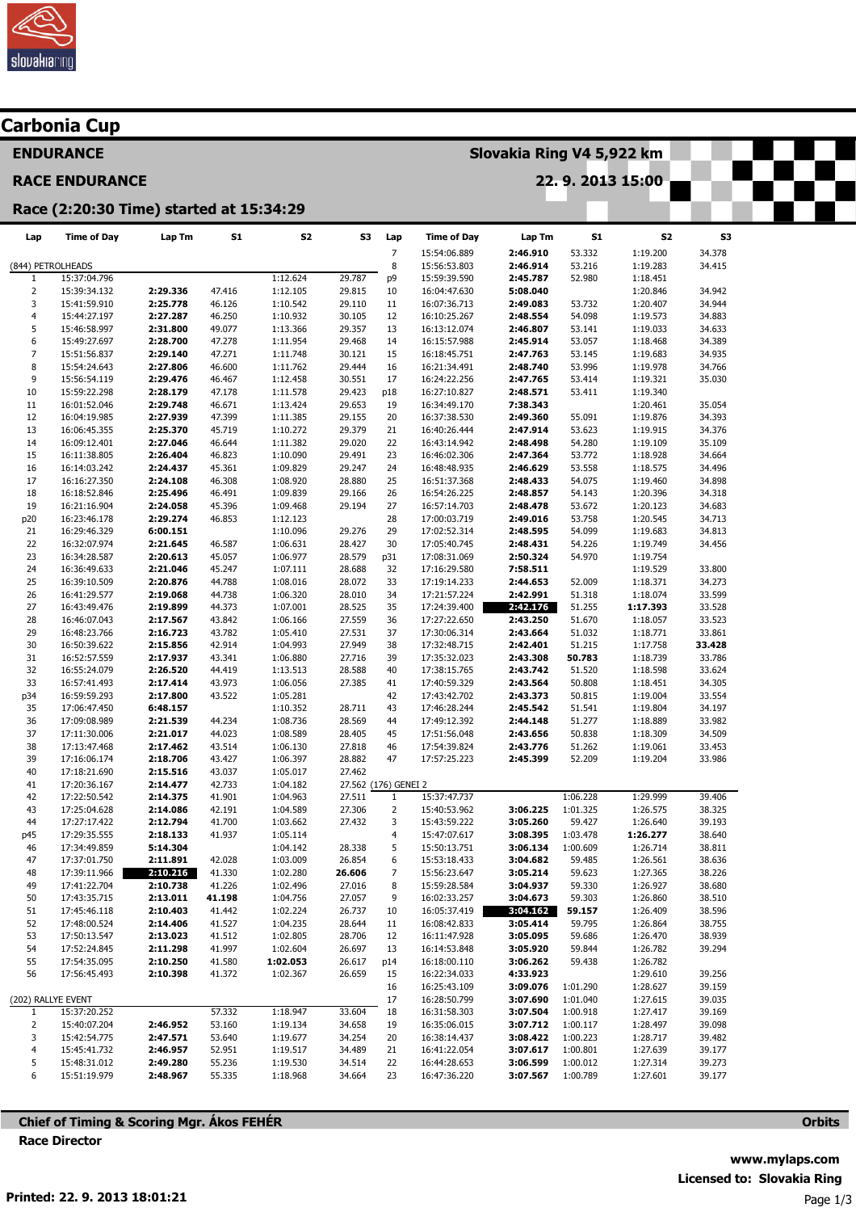# Carbonia Cup

## ENDURANCE

**Slovakia Ring V4 5,922 km**

## RACE ENDURANCE

**22. 9. 2013 15:00**

### Race (2:20:30 Time) started at 15:34:29

| Lap | Time of Day | Lap Tm | S1 | S2 | S3 |
|---|---|---|---|---|---|
| (844) PETROLHEADS | | | | | |
| 1 | 15:37:04.796 | | | 1:12.624 | 29.787 |
| 2 | 15:39:34.132 | **2:29.336** | 47.416 | 1:12.105 | 29.815 |
| 3 | 15:41:59.910 | **2:25.778** | 46.126 | 1:10.542 | 29.110 |
| 4 | 15:44:27.197 | **2:27.287** | 46.250 | 1:10.932 | 30.105 |
| 5 | 15:46:58.997 | **2:31.800** | 49.077 | 1:13.366 | 29.357 |
| 6 | 15:49:27.697 | **2:28.700** | 47.278 | 1:11.954 | 29.468 |
| 7 | 15:51:56.837 | **2:29.140** | 47.271 | 1:11.748 | 30.121 |
| 8 | 15:54:24.643 | **2:27.806** | 46.600 | 1:11.762 | 29.444 |
| 9 | 15:56:54.119 | **2:29.476** | 46.467 | 1:12.458 | 30.551 |
| 10 | 15:59:22.298 | **2:28.179** | 47.178 | 1:11.578 | 29.423 |
| 11 | 16:01:52.046 | **2:29.748** | 46.671 | 1:13.424 | 29.653 |
| 12 | 16:04:19.985 | **2:27.939** | 47.399 | 1:11.385 | 29.155 |
| 13 | 16:06:45.355 | **2:25.370** | 45.719 | 1:10.272 | 29.379 |
| 14 | 16:09:12.401 | **2:27.046** | 46.644 | 1:11.382 | 29.020 |
| 15 | 16:11:38.805 | **2:26.404** | 46.823 | 1:10.090 | 29.491 |
| 16 | 16:14:03.242 | **2:24.437** | 45.361 | 1:09.829 | 29.247 |
| 17 | 16:16:27.350 | **2:24.108** | 46.308 | 1:08.920 | 28.880 |
| 18 | 16:18:52.846 | **2:25.496** | 46.491 | 1:09.839 | 29.166 |
| 19 | 16:21:16.904 | **2:24.058** | 45.396 | 1:09.468 | 29.194 |
| p20 | 16:23:46.178 | **2:29.274** | 46.853 | 1:12.123 | |
| 21 | 16:29:46.329 | **6:00.151** | | 1:10.096 | 29.276 |
| 22 | 16:32:07.974 | **2:21.645** | 46.587 | 1:06.631 | 28.427 |
| 23 | 16:34:28.587 | **2:20.613** | 45.057 | 1:06.977 | 28.579 |
| 24 | 16:36:49.633 | **2:21.046** | 45.247 | 1:07.111 | 28.688 |
| 25 | 16:39:10.509 | **2:20.876** | 44.788 | 1:08.016 | 28.072 |
| 26 | 16:41:29.577 | **2:19.068** | 44.738 | 1:06.320 | 28.010 |
| 27 | 16:43:49.476 | **2:19.899** | 44.373 | 1:07.001 | 28.525 |
| 28 | 16:46:07.043 | **2:17.567** | 43.842 | 1:06.166 | 27.559 |
| 29 | 16:48:23.766 | **2:16.723** | 43.782 | 1:05.410 | 27.531 |
| 30 | 16:50:39.622 | **2:15.856** | 42.914 | 1:04.993 | 27.949 |
| 31 | 16:52:57.559 | **2:17.937** | 43.341 | 1:06.880 | 27.716 |
| 32 | 16:55:24.079 | **2:26.520** | 44.419 | 1:13.513 | 28.588 |
| 33 | 16:57:41.493 | **2:17.414** | 43.973 | 1:06.056 | 27.385 |
| p34 | 16:59:59.293 | **2:17.800** | 43.522 | 1:05.281 | |
| 35 | 17:06:47.450 | **6:48.157** | | 1:10.352 | 28.711 |
| 36 | 17:09:08.989 | **2:21.539** | 44.234 | 1:08.736 | 28.569 |
| 37 | 17:11:30.006 | **2:21.017** | 44.023 | 1:08.589 | 28.405 |
| 38 | 17:13:47.468 | **2:17.462** | 43.514 | 1:06.130 | 27.818 |
| 39 | 17:16:06.174 | **2:18.706** | 43.427 | 1:06.397 | 28.882 |
| 40 | 17:18:21.690 | **2:15.516** | 43.037 | 1:05.017 | 27.462 |
| 41 | 17:20:36.167 | **2:14.477** | 42.733 | 1:04.182 | 27.562 |
| 42 | 17:22:50.542 | **2:14.375** | 41.901 | 1:04.963 | 27.511 |
| 43 | 17:25:04.628 | **2:14.086** | 42.191 | 1:04.589 | 27.306 |
| 44 | 17:27:17.422 | **2:12.794** | 41.700 | 1:03.662 | 27.432 |
| p45 | 17:29:35.555 | **2:18.133** | 41.937 | 1:05.114 | |
| 46 | 17:34:49.859 | **5:14.304** | | 1:04.142 | 28.338 |
| 47 | 17:37:01.750 | **2:11.891** | 42.018 | 1:03.009 | 26.854 |
| 48 | 17:39:11.966 | **2:10.216** | 41.330 | 1:02.280 | **26.606** |
| 49 | 17:41:22.704 | **2:10.738** | 41.226 | 1:02.496 | 27.016 |
| 50 | 17:43:35.715 | **2:13.011** | **41.198** | 1:04.756 | 27.057 |
| 51 | 17:45:46.118 | **2:10.403** | 41.442 | 1:02.224 | 26.737 |
| 52 | 17:48:00.524 | **2:14.406** | 41.527 | 1:04.235 | 28.644 |
| 53 | 17:50:13.547 | **2:13.023** | 41.512 | 1:02.805 | 28.706 |
| 54 | 17:52:24.845 | **2:11.298** | 41.997 | 1:02.604 | 26.697 |
| 55 | 17:54:35.095 | **2:10.250** | 41.580 | **1:02.053** | 26.617 |
| 56 | 17:56:45.493 | **2:10.398** | 41.372 | 1:02.367 | 26.659 |
| (202) RALLYE EVENT | | | | | |
| 1 | 15:37:20.252 | | 57.332 | 1:18.947 | 33.604 |
| 2 | 15:40:07.204 | **2:46.952** | 53.160 | 1:19.134 | 34.658 |
| 3 | 15:42:54.775 | **2:47.571** | 53.640 | 1:19.677 | 34.254 |
| 4 | 15:45:41.732 | **2:46.957** | 52.951 | 1:19.517 | 34.489 |
| 5 | 15:48:31.012 | **2:49.280** | 55.236 | 1:19.530 | 34.514 |
| 6 | 15:51:19.979 | **2:48.967** | 55.335 | 1:18.968 | 34.664 |
| 7 | 15:54:06.889 | **2:46.910** | 53.332 | 1:19.200 | 34.378 |
| 8 | 15:56:53.803 | **2:46.914** | 53.216 | 1:19.283 | 34.415 |
| p9 | 15:59:39.590 | **2:45.787** | 52.980 | 1:18.451 | |
| 10 | 16:04:47.630 | **5:08.040** | | 1:20.846 | 34.942 |
| 11 | 16:07:36.713 | **2:49.083** | 53.732 | 1:20.407 | 34.944 |
| 12 | 16:10:25.267 | **2:48.554** | 54.098 | 1:19.573 | 34.883 |
| 13 | 16:13:12.074 | **2:46.807** | 53.141 | 1:19.033 | 34.633 |
| 14 | 16:15:57.988 | **2:45.914** | 53.057 | 1:18.468 | 34.389 |
| 15 | 16:18:45.751 | **2:47.763** | 53.145 | 1:19.683 | 34.935 |
| 16 | 16:21:34.491 | **2:48.740** | 53.996 | 1:19.978 | 34.766 |
| 17 | 16:24:22.256 | **2:47.765** | 53.414 | 1:19.321 | 35.030 |
| p18 | 16:27:10.827 | **2:48.571** | 53.411 | 1:19.340 | |
| 19 | 16:34:49.170 | **7:38.343** | | 1:20.461 | 35.054 |
| 20 | 16:37:38.530 | **2:49.360** | 55.091 | 1:19.876 | 34.393 |
| 21 | 16:40:26.444 | **2:47.914** | 53.623 | 1:19.915 | 34.376 |
| 22 | 16:43:14.942 | **2:48.498** | 54.280 | 1:19.109 | 35.109 |
| 23 | 16:46:02.306 | **2:47.364** | 53.772 | 1:18.928 | 34.664 |
| 24 | 16:48:48.935 | **2:46.629** | 53.558 | 1:18.575 | 34.496 |
| 25 | 16:51:37.368 | **2:48.433** | 54.075 | 1:19.460 | 34.898 |
| 26 | 16:54:26.225 | **2:48.857** | 54.143 | 1:20.396 | 34.318 |
| 27 | 16:57:14.703 | **2:48.478** | 53.672 | 1:20.123 | 34.683 |
| 28 | 17:00:03.719 | **2:49.016** | 53.758 | 1:20.545 | 34.713 |
| 29 | 17:02:52.314 | **2:48.595** | 54.099 | 1:19.683 | 34.813 |
| 30 | 17:05:40.745 | **2:48.431** | 54.226 | 1:19.749 | 34.456 |
| p31 | 17:08:31.069 | **2:50.324** | 54.970 | 1:19.754 | |
| 32 | 17:16:29.580 | **7:58.511** | | 1:19.529 | 33.800 |
| 33 | 17:19:14.233 | **2:44.653** | 52.009 | 1:18.371 | 34.273 |
| 34 | 17:21:57.224 | **2:42.991** | 51.318 | 1:18.074 | 33.599 |
| 35 | 17:24:39.400 | **2:42.176** | 51.255 | **1:17.393** | 33.528 |
| 36 | 17:27:22.650 | **2:43.250** | 51.670 | 1:18.057 | 33.523 |
| 37 | 17:30:06.314 | **2:43.664** | 51.032 | 1:18.771 | 33.861 |
| 38 | 17:32:48.715 | **2:42.401** | 51.215 | 1:17.758 | **33.428** |
| 39 | 17:35:32.023 | **2:43.308** | **50.783** | 1:18.739 | 33.786 |
| 40 | 17:38:15.765 | **2:43.742** | 51.520 | 1:18.598 | 33.624 |
| 41 | 17:40:59.329 | **2:43.564** | 50.808 | 1:18.451 | 34.305 |
| 42 | 17:43:42.702 | **2:43.373** | 50.815 | 1:19.004 | 33.554 |
| 43 | 17:46:28.244 | **2:45.542** | 51.541 | 1:19.804 | 34.197 |
| 44 | 17:49:12.392 | **2:44.148** | 51.277 | 1:18.889 | 33.982 |
| 45 | 17:51:56.048 | **2:43.656** | 50.838 | 1:18.309 | 34.509 |
| 46 | 17:54:39.824 | **2:43.776** | 51.262 | 1:19.061 | 33.453 |
| 47 | 17:57:25.223 | **2:45.399** | 52.209 | 1:19.204 | 33.986 |
| (176) GENEI 2 | | | | | |
| 1 | 15:37:47.737 | | 1:06.228 | 1:29.999 | 39.406 |
| 2 | 15:40:53.962 | **3:06.225** | 1:01.325 | 1:26.575 | 38.325 |
| 3 | 15:43:59.222 | **3:05.260** | 59.427 | 1:26.640 | 39.193 |
| 4 | 15:47:07.617 | **3:08.395** | 1:03.478 | **1:26.277** | 38.640 |
| 5 | 15:50:13.751 | **3:06.134** | 1:00.609 | 1:26.714 | 38.811 |
| 6 | 15:53:18.433 | **3:04.682** | 59.485 | 1:26.561 | 38.636 |
| 7 | 15:56:23.647 | **3:05.214** | 59.623 | 1:27.365 | 38.226 |
| 8 | 15:59:28.584 | **3:04.937** | 59.330 | 1:26.927 | 38.680 |
| 9 | 16:02:33.257 | **3:04.673** | 59.303 | 1:26.860 | 38.510 |
| 10 | 16:05:37.419 | **3:04.162** | **59.157** | 1:26.409 | 38.596 |
| 11 | 16:08:42.833 | **3:05.414** | 59.795 | 1:26.864 | 38.755 |
| 12 | 16:11:47.928 | **3:05.095** | 59.686 | 1:26.470 | 38.939 |
| 13 | 16:14:53.848 | **3:05.920** | 59.844 | 1:26.782 | 39.294 |
| p14 | 16:18:00.110 | **3:06.262** | 59.438 | 1:26.782 | |
| 15 | 16:22:34.033 | **4:33.923** | | 1:29.610 | 39.256 |
| 16 | 16:25:43.109 | **3:09.076** | 1:01.290 | 1:28.627 | 39.159 |
| 17 | 16:28:50.799 | **3:07.690** | 1:01.040 | 1:27.615 | 39.035 |
| 18 | 16:31:58.303 | **3:07.504** | 1:00.918 | 1:27.417 | 39.169 |
| 19 | 16:35:06.015 | **3:07.712** | 1:00.117 | 1:28.497 | 39.098 |
| 20 | 16:38:14.437 | **3:08.422** | 1:00.223 | 1:28.717 | 39.482 |
| 21 | 16:41:22.054 | **3:07.617** | 1:00.801 | 1:27.639 | 39.177 |
| 22 | 16:44:28.653 | **3:06.599** | 1:00.012 | 1:27.314 | 39.273 |
| 23 | 16:47:36.220 | **3:07.567** | 1:00.789 | 1:27.601 | 39.177 |

**Chief of Timing & Scoring Mgr. Ákos FEHÉR**

**Race Director**

**Orbits**

**www.mylaps.com**

**Licensed to: Slovakia Ring**

**Printed: 22. 9. 2013 18:01:21**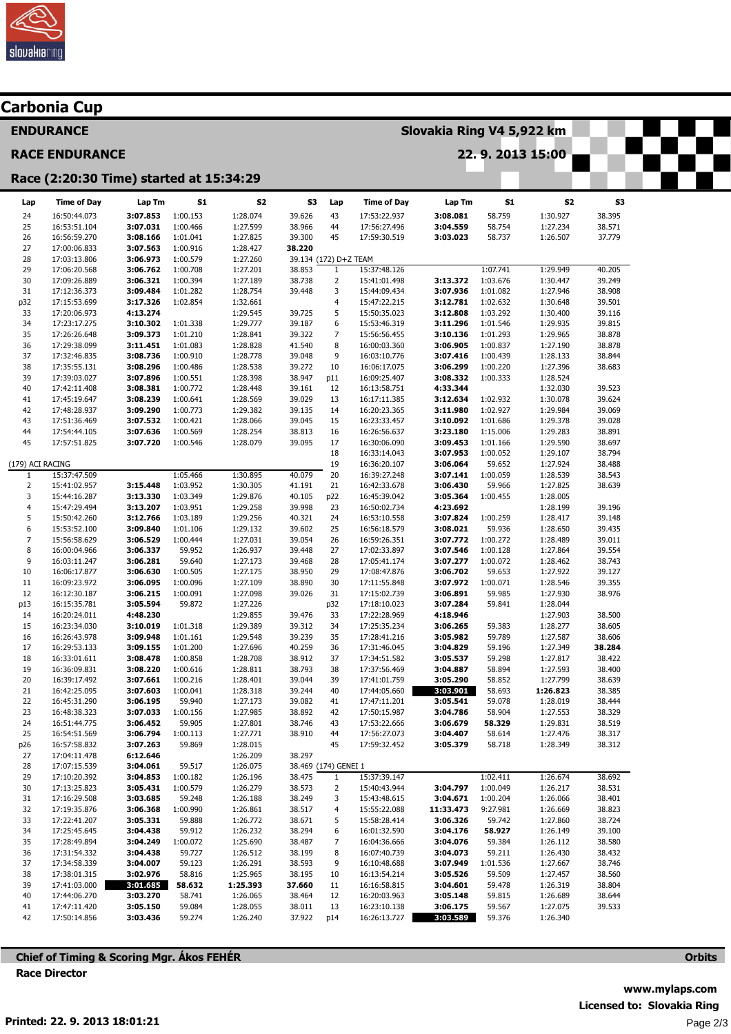# Carbonia Cup

## ENDURANCE

**Slovakia Ring V4 5,922 km**

## RACE ENDURANCE

**22. 9. 2013 15:00**

### Race (2:20:30 Time) started at 15:34:29

| Lap | Time of Day | Lap Tm | S1 | S2 | S3 |
|---|---|---|---|---|---|
| 24 | 16:50:44.073 | 3:07.853 | 1:00.153 | 1:28.074 | 39.626 |
| 25 | 16:53:51.104 | 3:07.031 | 1:00.466 | 1:27.599 | 38.966 |
| 26 | 16:56:59.270 | 3:08.166 | 1:01.041 | 1:27.825 | 39.300 |
| 27 | 17:00:06.833 | 3:07.563 | 1:00.916 | 1:28.427 | 38.220 |
| 28 | 17:03:13.806 | 3:06.973 | 1:00.579 | 1:27.260 | 39.134 |
| 29 | 17:06:20.568 | 3:06.762 | 1:00.708 | 1:27.201 | 38.853 |
| 30 | 17:09:26.889 | 3:06.321 | 1:00.394 | 1:27.189 | 38.738 |
| 31 | 17:12:36.373 | 3:09.484 | 1:01.041 | 1:28.754 | 39.448 |
| p32 | 17:15:53.699 | 3:17.326 | 1:02.854 | 1:32.661 | |
| 33 | 17:20:06.973 | 4:13.274 | | 1:29.545 | 39.725 |
| 34 | 17:23:17.275 | 3:10.302 | 1:01.338 | 1:29.777 | 39.187 |
| 35 | 17:26:26.648 | 3:09.373 | 1:01.210 | 1:28.841 | 39.322 |
| 36 | 17:29:38.099 | 3:11.451 | 1:01.083 | 1:28.828 | 41.540 |
| 37 | 17:32:46.835 | 3:08.736 | 1:00.910 | 1:28.778 | 39.048 |
| 38 | 17:35:55.131 | 3:08.296 | 1:00.486 | 1:28.538 | 39.272 |
| 39 | 17:39:03.027 | 3:07.896 | 1:00.551 | 1:28.398 | 38.947 |
| 40 | 17:42:11.408 | 3:08.381 | 1:00.772 | 1:28.448 | 39.161 |
| 41 | 17:45:19.647 | 3:08.239 | 1:00.641 | 1:28.569 | 39.029 |
| 42 | 17:48:28.937 | 3:09.290 | 1:00.773 | 1:29.382 | 39.135 |
| 43 | 17:51:36.469 | 3:07.532 | 1:00.421 | 1:28.066 | 39.045 |
| 44 | 17:54:44.105 | 3:07.636 | 1:00.569 | 1:28.254 | 38.813 |
| 45 | 17:57:51.825 | 3:07.720 | 1:00.546 | 1:28.079 | 39.095 |

**(179) ACI RACING**

| Lap | Time of Day | Lap Tm | S1 | S2 | S3 |
|---|---|---|---|---|---|
| 1 | 15:37:47.509 | | 1:05.466 | 1:30.895 | 40.079 |
| 2 | 15:41:02.957 | 3:15.448 | 1:03.952 | 1:30.305 | 41.191 |
| 3 | 15:44:16.287 | 3:13.330 | 1:03.349 | 1:29.876 | 40.105 |
| 4 | 15:47:29.494 | 3:13.207 | 1:03.951 | 1:29.258 | 39.998 |
| 5 | 15:50:42.260 | 3:12.766 | 1:03.189 | 1:29.256 | 40.321 |
| 6 | 15:53:52.100 | 3:09.840 | 1:01.106 | 1:29.132 | 39.602 |
| 7 | 15:56:58.629 | 3:06.529 | 1:00.444 | 1:27.031 | 39.054 |
| 8 | 16:00:04.966 | 3:06.337 | 59.952 | 1:26.937 | 39.448 |
| 9 | 16:03:11.247 | 3:06.281 | 59.640 | 1:27.173 | 39.468 |
| 10 | 16:06:17.877 | 3:06.630 | 1:00.505 | 1:27.175 | 38.950 |
| 11 | 16:09:23.972 | 3:06.095 | 1:00.096 | 1:27.109 | 38.890 |
| 12 | 16:12:30.187 | 3:06.215 | 1:00.091 | 1:27.098 | 39.026 |
| p13 | 16:15:35.781 | 3:05.594 | 59.872 | 1:27.226 | |
| 14 | 16:20:24.011 | 4:48.230 | | 1:29.855 | 39.476 |
| 15 | 16:23:34.030 | 3:10.019 | 1:01.318 | 1:29.389 | 39.312 |
| 16 | 16:26:43.978 | 3:09.948 | 1:01.161 | 1:29.548 | 39.239 |
| 17 | 16:29:53.133 | 3:09.155 | 1:01.200 | 1:27.696 | 40.259 |
| 18 | 16:33:01.611 | 3:08.478 | 1:00.858 | 1:28.708 | 38.912 |
| 19 | 16:36:09.831 | 3:08.220 | 1:00.616 | 1:28.811 | 38.793 |
| 20 | 16:39:17.492 | 3:07.661 | 1:00.216 | 1:28.401 | 39.044 |
| 21 | 16:42:25.095 | 3:07.603 | 1:00.041 | 1:28.318 | 39.244 |
| 22 | 16:45:31.290 | 3:06.195 | 59.940 | 1:27.173 | 39.082 |
| 23 | 16:48:38.323 | 3:07.033 | 1:00.156 | 1:27.985 | 38.892 |
| 24 | 16:51:44.775 | 3:06.452 | 59.905 | 1:27.801 | 38.746 |
| 25 | 16:54:51.569 | 3:06.794 | 1:00.113 | 1:27.771 | 38.910 |
| p26 | 16:57:58.832 | 3:07.263 | 59.869 | 1:28.015 | |
| 27 | 17:04:11.478 | 6:12.646 | | 1:26.209 | 38.297 |
| 28 | 17:07:15.539 | 3:04.061 | 59.517 | 1:26.075 | 38.469 |
| 29 | 17:10:20.392 | 3:04.853 | 1:00.182 | 1:26.196 | 38.475 |
| 30 | 17:13:25.823 | 3:05.431 | 1:00.579 | 1:26.279 | 38.573 |
| 31 | 17:16:29.508 | 3:03.685 | 59.248 | 1:26.188 | 38.249 |
| 32 | 17:19:35.876 | 3:06.368 | 1:00.990 | 1:26.861 | 38.517 |
| 33 | 17:22:41.207 | 3:05.331 | 59.888 | 1:26.772 | 38.671 |
| 34 | 17:25:45.645 | 3:04.438 | 59.912 | 1:26.232 | 38.294 |
| 35 | 17:28:49.894 | 3:04.249 | 1:00.072 | 1:25.690 | 38.487 |
| 36 | 17:31:54.332 | 3:04.438 | 59.727 | 1:26.512 | 38.199 |
| 37 | 17:34:58.339 | 3:04.007 | 59.123 | 1:26.291 | 38.593 |
| 38 | 17:38:01.315 | 3:02.976 | 58.816 | 1:25.965 | 38.195 |
| 39 | 17:41:03.000 | 3:01.685 | 58.632 | 1:25.393 | 37.660 |
| 40 | 17:44:06.270 | 3:03.270 | 58.741 | 1:26.065 | 38.464 |
| 41 | 17:47:11.420 | 3:05.150 | 59.084 | 1:28.055 | 38.011 |
| 42 | 17:50:14.856 | 3:03.436 | 59.274 | 1:26.240 | 37.922 |

| Lap | Time of Day | Lap Tm | S1 | S2 | S3 |
|---|---|---|---|---|---|
| 43 | 17:53:22.937 | 3:08.081 | 58.759 | 1:30.927 | 38.395 |
| 44 | 17:56:27.496 | 3:04.559 | 58.754 | 1:27.234 | 38.571 |
| 45 | 17:59:30.519 | 3:03.023 | 58.737 | 1:26.507 | 37.779 |

**(172) D+Z TEAM**

| Lap | Time of Day | Lap Tm | S1 | S2 | S3 |
|---|---|---|---|---|---|
| 1 | 15:37:48.126 | | 1:07.741 | 1:29.949 | 40.205 |
| 2 | 15:41:01.498 | 3:13.372 | 1:03.676 | 1:30.447 | 39.249 |
| 3 | 15:44:09.434 | 3:07.936 | 1:01.082 | 1:27.946 | 38.908 |
| 4 | 15:47:22.215 | 3:12.781 | 1:02.632 | 1:30.648 | 39.501 |
| 5 | 15:50:35.023 | 3:12.808 | 1:03.292 | 1:30.400 | 39.116 |
| 6 | 15:53:46.319 | 3:11.296 | 1:01.546 | 1:29.935 | 39.815 |
| 7 | 15:56:56.455 | 3:10.136 | 1:01.293 | 1:29.965 | 38.878 |
| 8 | 16:00:03.360 | 3:06.905 | 1:00.837 | 1:27.190 | 38.878 |
| 9 | 16:03:10.776 | 3:07.416 | 1:00.439 | 1:28.133 | 38.844 |
| 10 | 16:06:17.075 | 3:06.299 | 1:00.220 | 1:27.396 | 38.683 |
| p11 | 16:09:25.407 | 3:08.332 | 1:00.333 | 1:28.524 | |
| 12 | 16:13:58.751 | 4:33.344 | | 1:32.030 | 39.523 |
| 13 | 16:17:11.385 | 3:12.634 | 1:02.932 | 1:30.078 | 39.624 |
| 14 | 16:20:23.365 | 3:11.980 | 1:02.927 | 1:29.984 | 39.069 |
| 15 | 16:23:33.457 | 3:10.092 | 1:01.686 | 1:29.378 | 39.028 |
| 16 | 16:26:56.637 | 3:23.180 | 1:15.006 | 1:29.283 | 38.891 |
| 17 | 16:30:06.090 | 3:09.453 | 1:01.166 | 1:29.590 | 38.697 |
| 18 | 16:33:14.043 | 3:07.953 | 1:00.052 | 1:29.107 | 38.794 |
| 19 | 16:36:20.107 | 3:06.064 | 59.652 | 1:27.924 | 38.488 |
| 20 | 16:39:27.248 | 3:07.141 | 1:00.059 | 1:28.539 | 38.543 |
| 21 | 16:42:33.678 | 3:06.430 | 59.966 | 1:27.825 | 38.639 |
| p22 | 16:45:39.042 | 3:05.364 | 1:00.455 | 1:28.005 | |
| 23 | 16:50:02.734 | 4:23.692 | | 1:28.199 | 39.196 |
| 24 | 16:53:10.558 | 3:07.824 | 1:00.259 | 1:28.417 | 39.148 |
| 25 | 16:56:18.579 | 3:08.021 | 59.936 | 1:28.650 | 39.435 |
| 26 | 16:59:26.351 | 3:07.772 | 1:00.272 | 1:28.489 | 39.011 |
| 27 | 17:02:33.897 | 3:07.546 | 1:00.128 | 1:27.864 | 39.554 |
| 28 | 17:05:41.174 | 3:07.277 | 1:00.072 | 1:28.462 | 38.743 |
| 29 | 17:08:47.876 | 3:06.702 | 59.653 | 1:27.922 | 39.127 |
| 30 | 17:11:55.848 | 3:07.972 | 1:00.071 | 1:28.546 | 39.355 |
| 31 | 17:15:02.739 | 3:06.891 | 59.985 | 1:27.930 | 38.976 |
| p32 | 17:18:10.023 | 3:07.284 | 59.841 | 1:28.044 | |
| 33 | 17:22:28.969 | 4:18.946 | | 1:27.903 | 38.500 |
| 34 | 17:25:35.234 | 3:06.265 | 59.383 | 1:28.277 | 38.605 |
| 35 | 17:28:41.216 | 3:05.982 | 59.789 | 1:27.587 | 38.606 |
| 36 | 17:31:46.045 | 3:04.829 | 59.196 | 1:27.349 | 38.284 |
| 37 | 17:34:51.582 | 3:05.537 | 59.298 | 1:27.817 | 38.422 |
| 38 | 17:37:56.469 | 3:04.887 | 58.894 | 1:27.593 | 38.400 |
| 39 | 17:41:01.759 | 3:05.290 | 58.852 | 1:27.799 | 38.639 |
| 40 | 17:44:05.660 | 3:03.901 | 58.693 | 1:26.823 | 38.385 |
| 41 | 17:47:11.201 | 3:05.541 | 59.078 | 1:28.019 | 38.444 |
| 42 | 17:50:15.987 | 3:04.786 | 58.904 | 1:27.553 | 38.329 |
| 43 | 17:53:22.666 | 3:06.679 | 58.329 | 1:29.831 | 38.519 |
| 44 | 17:56:27.073 | 3:04.407 | 58.614 | 1:27.476 | 38.317 |
| 45 | 17:59:32.452 | 3:05.379 | 58.718 | 1:28.349 | 38.312 |

**(174) GENEI 1**

| Lap | Time of Day | Lap Tm | S1 | S2 | S3 |
|---|---|---|---|---|---|
| 1 | 15:37:39.147 | | 1:02.411 | 1:26.674 | 38.692 |
| 2 | 15:40:43.944 | 3:04.797 | 1:00.049 | 1:26.217 | 38.531 |
| 3 | 15:43:48.615 | 3:04.671 | 1:00.204 | 1:26.066 | 38.401 |
| 4 | 15:55:22.088 | 11:33.473 | 9:27.981 | 1:26.669 | 38.823 |
| 5 | 15:58:28.414 | 3:06.326 | 59.742 | 1:27.860 | 38.724 |
| 6 | 16:01:32.590 | 3:04.176 | 58.927 | 1:26.149 | 39.100 |
| 7 | 16:04:36.666 | 3:04.076 | 59.384 | 1:26.112 | 38.580 |
| 8 | 16:07:40.739 | 3:04.073 | 59.211 | 1:26.430 | 38.432 |
| 9 | 16:10:48.688 | 3:07.949 | 1:01.536 | 1:27.667 | 38.746 |
| 10 | 16:13:54.214 | 3:05.526 | 59.509 | 1:27.457 | 38.560 |
| 11 | 16:16:58.815 | 3:04.601 | 59.478 | 1:26.319 | 38.804 |
| 12 | 16:20:03.963 | 3:05.148 | 59.815 | 1:26.689 | 38.644 |
| 13 | 16:23:10.138 | 3:06.175 | 59.567 | 1:27.075 | 39.533 |
| p14 | 16:26:13.727 | 3:03.589 | 59.376 | 1:26.340 | |

**Chief of Timing & Scoring Mgr. Ákos FEHÉR**

**Race Director**

**Orbits**

**www.mylaps.com**

**Licensed to: Slovakia Ring**

**Printed: 22. 9. 2013 18:01:21**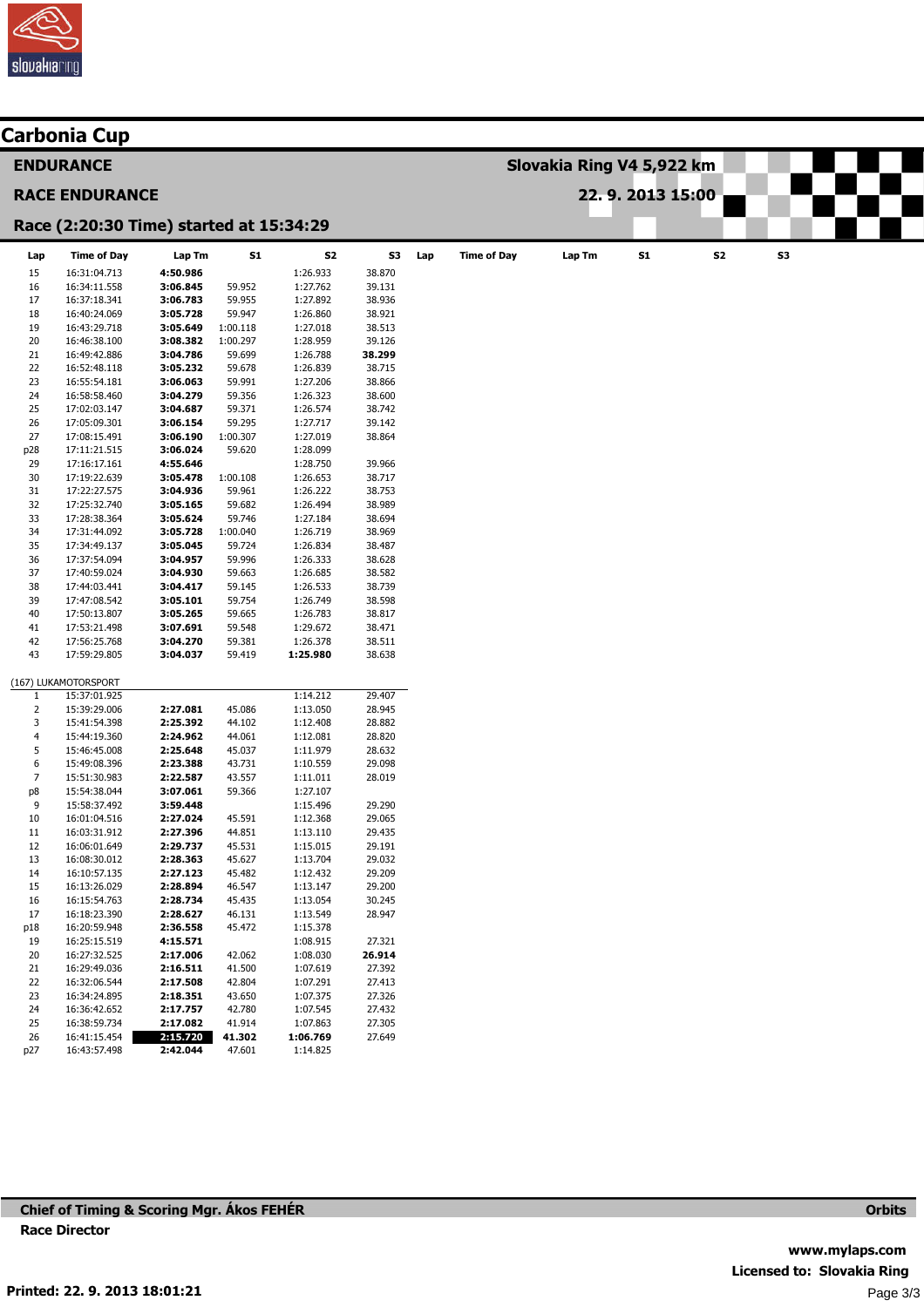# Carbonia Cup

## ENDURANCE

**Slovakia Ring V4 5,922 km**

## RACE ENDURANCE

**22. 9. 2013 15:00**

## Race (2:20:30 Time) started at 15:34:29

| Lap | Time of Day | Lap Tm | S1 | S2 | S3 |
|---|---|---|---|---|---|
| 15 | 16:31:04.713 | **4:50.986** | | 1:26.933 | 38.870 |
| 16 | 16:34:11.558 | **3:06.845** | 59.952 | 1:27.762 | 39.131 |
| 17 | 16:37:18.341 | **3:06.783** | 59.955 | 1:27.892 | 38.936 |
| 18 | 16:40:24.069 | **3:05.728** | 59.947 | 1:26.860 | 38.921 |
| 19 | 16:43:29.718 | **3:05.649** | 1:00.118 | 1:27.018 | 38.513 |
| 20 | 16:46:38.100 | **3:08.382** | 1:00.297 | 1:28.959 | 39.126 |
| 21 | 16:49:42.886 | **3:04.786** | 59.699 | 1:26.788 | **38.299** |
| 22 | 16:52:48.118 | **3:05.232** | 59.678 | 1:26.839 | 38.715 |
| 23 | 16:55:54.181 | **3:06.063** | 59.991 | 1:27.206 | 38.866 |
| 24 | 16:58:58.460 | **3:04.279** | 59.356 | 1:26.323 | 38.600 |
| 25 | 17:02:03.147 | **3:04.687** | 59.371 | 1:26.574 | 38.742 |
| 26 | 17:05:09.301 | **3:06.154** | 59.295 | 1:27.717 | 39.142 |
| 27 | 17:08:15.491 | **3:06.190** | 1:00.307 | 1:27.019 | 38.864 |
| p28 | 17:11:21.515 | **3:06.024** | 59.620 | 1:28.099 | |
| 29 | 17:16:17.161 | **4:55.646** | | 1:28.750 | 39.966 |
| 30 | 17:19:22.639 | **3:05.478** | 1:00.108 | 1:26.653 | 38.717 |
| 31 | 17:22:27.575 | **3:04.936** | 59.961 | 1:26.222 | 38.753 |
| 32 | 17:25:32.740 | **3:05.165** | 59.682 | 1:26.494 | 38.989 |
| 33 | 17:28:38.364 | **3:05.624** | 59.746 | 1:27.184 | 38.694 |
| 34 | 17:31:44.092 | **3:05.728** | 1:00.040 | 1:26.719 | 38.969 |
| 35 | 17:34:49.137 | **3:05.045** | 59.724 | 1:26.834 | 38.487 |
| 36 | 17:37:54.094 | **3:04.957** | 59.996 | 1:26.333 | 38.628 |
| 37 | 17:40:59.024 | **3:04.930** | 59.663 | 1:26.685 | 38.582 |
| 38 | 17:44:03.441 | **3:04.417** | 59.145 | 1:26.533 | 38.739 |
| 39 | 17:47:08.542 | **3:05.101** | 59.754 | 1:26.749 | 38.598 |
| 40 | 17:50:13.807 | **3:05.265** | 59.665 | 1:26.783 | 38.817 |
| 41 | 17:53:21.498 | **3:07.691** | 59.548 | 1:29.672 | 38.471 |
| 42 | 17:56:25.768 | **3:04.270** | 59.381 | 1:26.378 | 38.511 |
| 43 | 17:59:29.805 | **3:04.037** | 59.419 | **1:25.980** | 38.638 |

(167) LUKAMOTORSPORT

| Lap | Time of Day | Lap Tm | S1 | S2 | S3 |
|---|---|---|---|---|---|
| 1 | 15:37:01.925 | | | 1:14.212 | 29.407 |
| 2 | 15:39:29.006 | **2:27.081** | 45.086 | 1:13.050 | 28.945 |
| 3 | 15:41:54.398 | **2:25.392** | 44.102 | 1:12.408 | 28.882 |
| 4 | 15:44:19.360 | **2:24.962** | 44.061 | 1:12.081 | 28.820 |
| 5 | 15:46:45.008 | **2:25.648** | 45.037 | 1:11.979 | 28.632 |
| 6 | 15:49:08.396 | **2:23.388** | 43.731 | 1:10.559 | 29.098 |
| 7 | 15:51:30.983 | **2:22.587** | 43.557 | 1:11.011 | 28.019 |
| p8 | 15:54:38.044 | **3:07.061** | 59.366 | 1:27.107 | |
| 9 | 15:58:37.492 | **3:59.448** | | 1:15.496 | 29.290 |
| 10 | 16:01:04.516 | **2:27.024** | 45.591 | 1:12.368 | 29.065 |
| 11 | 16:03:31.912 | **2:27.396** | 44.851 | 1:13.110 | 29.435 |
| 12 | 16:06:01.649 | **2:29.737** | 45.531 | 1:15.015 | 29.191 |
| 13 | 16:08:30.012 | **2:28.363** | 45.627 | 1:13.704 | 29.032 |
| 14 | 16:10:57.135 | **2:27.123** | 45.482 | 1:12.432 | 29.209 |
| 15 | 16:13:26.029 | **2:28.894** | 46.547 | 1:13.147 | 29.200 |
| 16 | 16:15:54.763 | **2:28.734** | 45.435 | 1:13.054 | 30.245 |
| 17 | 16:18:23.390 | **2:28.627** | 46.131 | 1:13.549 | 28.947 |
| p18 | 16:20:59.948 | **2:36.558** | 45.472 | 1:15.378 | |
| 19 | 16:25:15.519 | **4:15.571** | | 1:08.915 | 27.321 |
| 20 | 16:27:32.525 | **2:17.006** | 42.062 | 1:08.030 | **26.914** |
| 21 | 16:29:49.036 | **2:16.511** | 41.500 | 1:07.619 | 27.392 |
| 22 | 16:32:06.544 | **2:17.508** | 42.804 | 1:07.291 | 27.413 |
| 23 | 16:34:24.895 | **2:18.351** | 43.650 | 1:07.375 | 27.326 |
| 24 | 16:36:42.652 | **2:17.757** | 42.780 | 1:07.545 | 27.432 |
| 25 | 16:38:59.734 | **2:17.082** | 41.914 | 1:07.863 | 27.305 |
| 26 | 16:41:15.454 | **2:15.720** | **41.302** | **1:06.769** | 27.649 |
| p27 | 16:43:57.498 | **2:42.044** | 47.601 | 1:14.825 | |

**Chief of Timing & Scoring Mgr. Ákos FEHÉR**

**Race Director**

**Orbits**

**www.mylaps.com**

**Licensed to: Slovakia Ring**

**Printed: 22. 9. 2013 18:01:21**